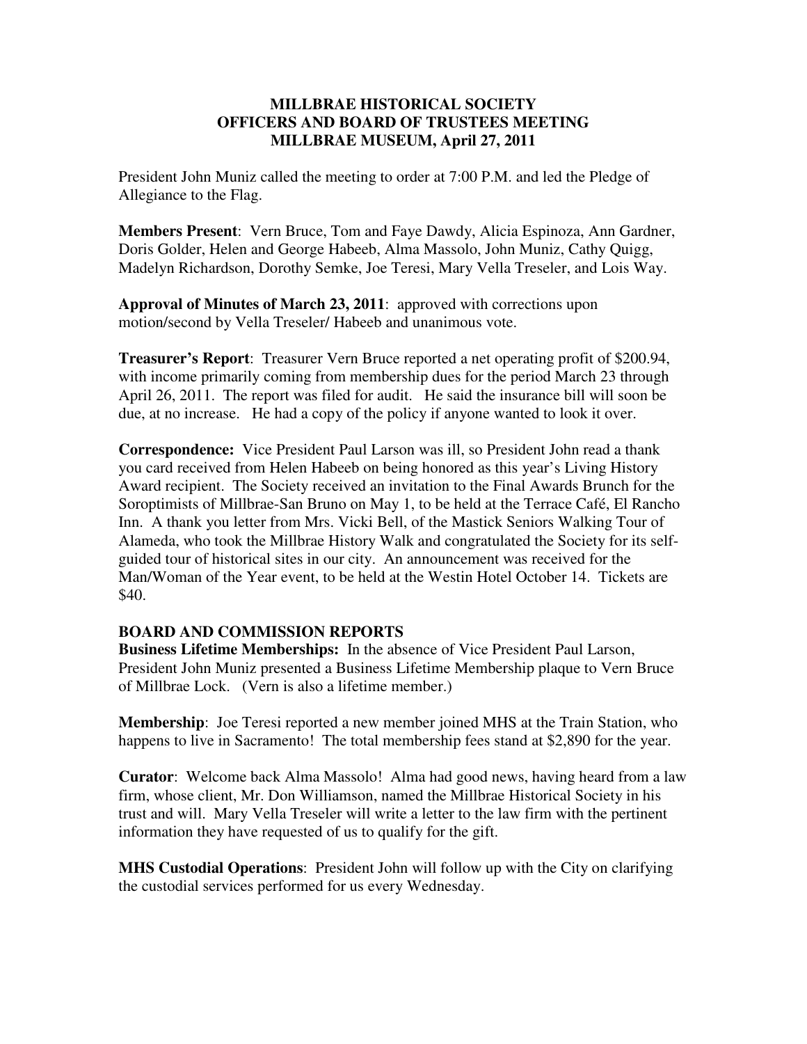**MILLBRAE HISTORICAL SOCIETY**
**OFFICERS AND BOARD OF TRUSTEES MEETING**
**MILLBRAE MUSEUM, April 27, 2011**

President John Muniz called the meeting to order at 7:00 P.M. and led the Pledge of Allegiance to the Flag.

**Members Present**: Vern Bruce, Tom and Faye Dawdy, Alicia Espinoza, Ann Gardner, Doris Golder, Helen and George Habeeb, Alma Massolo, John Muniz, Cathy Quigg, Madelyn Richardson, Dorothy Semke, Joe Teresi, Mary Vella Treseler, and Lois Way.

**Approval of Minutes of March 23, 2011**: approved with corrections upon motion/second by Vella Treseler/ Habeeb and unanimous vote.

**Treasurer's Report**: Treasurer Vern Bruce reported a net operating profit of $200.94, with income primarily coming from membership dues for the period March 23 through April 26, 2011. The report was filed for audit. He said the insurance bill will soon be due, at no increase. He had a copy of the policy if anyone wanted to look it over.

**Correspondence:** Vice President Paul Larson was ill, so President John read a thank you card received from Helen Habeeb on being honored as this year's Living History Award recipient. The Society received an invitation to the Final Awards Brunch for the Soroptimists of Millbrae-San Bruno on May 1, to be held at the Terrace Café, El Rancho Inn. A thank you letter from Mrs. Vicki Bell, of the Mastick Seniors Walking Tour of Alameda, who took the Millbrae History Walk and congratulated the Society for its self-guided tour of historical sites in our city. An announcement was received for the Man/Woman of the Year event, to be held at the Westin Hotel October 14. Tickets are $40.

**BOARD AND COMMISSION REPORTS**

**Business Lifetime Memberships:** In the absence of Vice President Paul Larson, President John Muniz presented a Business Lifetime Membership plaque to Vern Bruce of Millbrae Lock. (Vern is also a lifetime member.)

**Membership**: Joe Teresi reported a new member joined MHS at the Train Station, who happens to live in Sacramento! The total membership fees stand at $2,890 for the year.

**Curator**: Welcome back Alma Massolo! Alma had good news, having heard from a law firm, whose client, Mr. Don Williamson, named the Millbrae Historical Society in his trust and will. Mary Vella Treseler will write a letter to the law firm with the pertinent information they have requested of us to qualify for the gift.

**MHS Custodial Operations**: President John will follow up with the City on clarifying the custodial services performed for us every Wednesday.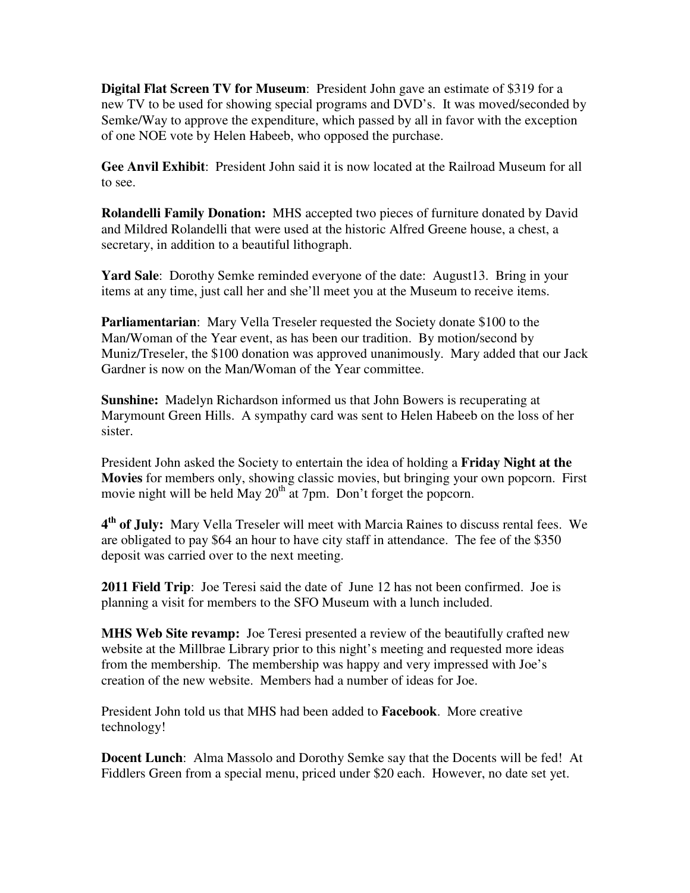**Digital Flat Screen TV for Museum**: President John gave an estimate of $319 for a new TV to be used for showing special programs and DVD's. It was moved/seconded by Semke/Way to approve the expenditure, which passed by all in favor with the exception of one NOE vote by Helen Habeeb, who opposed the purchase.

**Gee Anvil Exhibit**: President John said it is now located at the Railroad Museum for all to see.

**Rolandelli Family Donation:** MHS accepted two pieces of furniture donated by David and Mildred Rolandelli that were used at the historic Alfred Greene house, a chest, a secretary, in addition to a beautiful lithograph.

**Yard Sale**: Dorothy Semke reminded everyone of the date: August13. Bring in your items at any time, just call her and she'll meet you at the Museum to receive items.

**Parliamentarian**: Mary Vella Treseler requested the Society donate $100 to the Man/Woman of the Year event, as has been our tradition. By motion/second by Muniz/Treseler, the $100 donation was approved unanimously. Mary added that our Jack Gardner is now on the Man/Woman of the Year committee.

**Sunshine:** Madelyn Richardson informed us that John Bowers is recuperating at Marymount Green Hills. A sympathy card was sent to Helen Habeeb on the loss of her sister.

President John asked the Society to entertain the idea of holding a **Friday Night at the Movies** for members only, showing classic movies, but bringing your own popcorn. First movie night will be held May 20th at 7pm. Don't forget the popcorn.

**4th of July:** Mary Vella Treseler will meet with Marcia Raines to discuss rental fees. We are obligated to pay $64 an hour to have city staff in attendance. The fee of the $350 deposit was carried over to the next meeting.

**2011 Field Trip**: Joe Teresi said the date of June 12 has not been confirmed. Joe is planning a visit for members to the SFO Museum with a lunch included.

**MHS Web Site revamp:** Joe Teresi presented a review of the beautifully crafted new website at the Millbrae Library prior to this night's meeting and requested more ideas from the membership. The membership was happy and very impressed with Joe's creation of the new website. Members had a number of ideas for Joe.

President John told us that MHS had been added to **Facebook**. More creative technology!

**Docent Lunch**: Alma Massolo and Dorothy Semke say that the Docents will be fed! At Fiddlers Green from a special menu, priced under $20 each. However, no date set yet.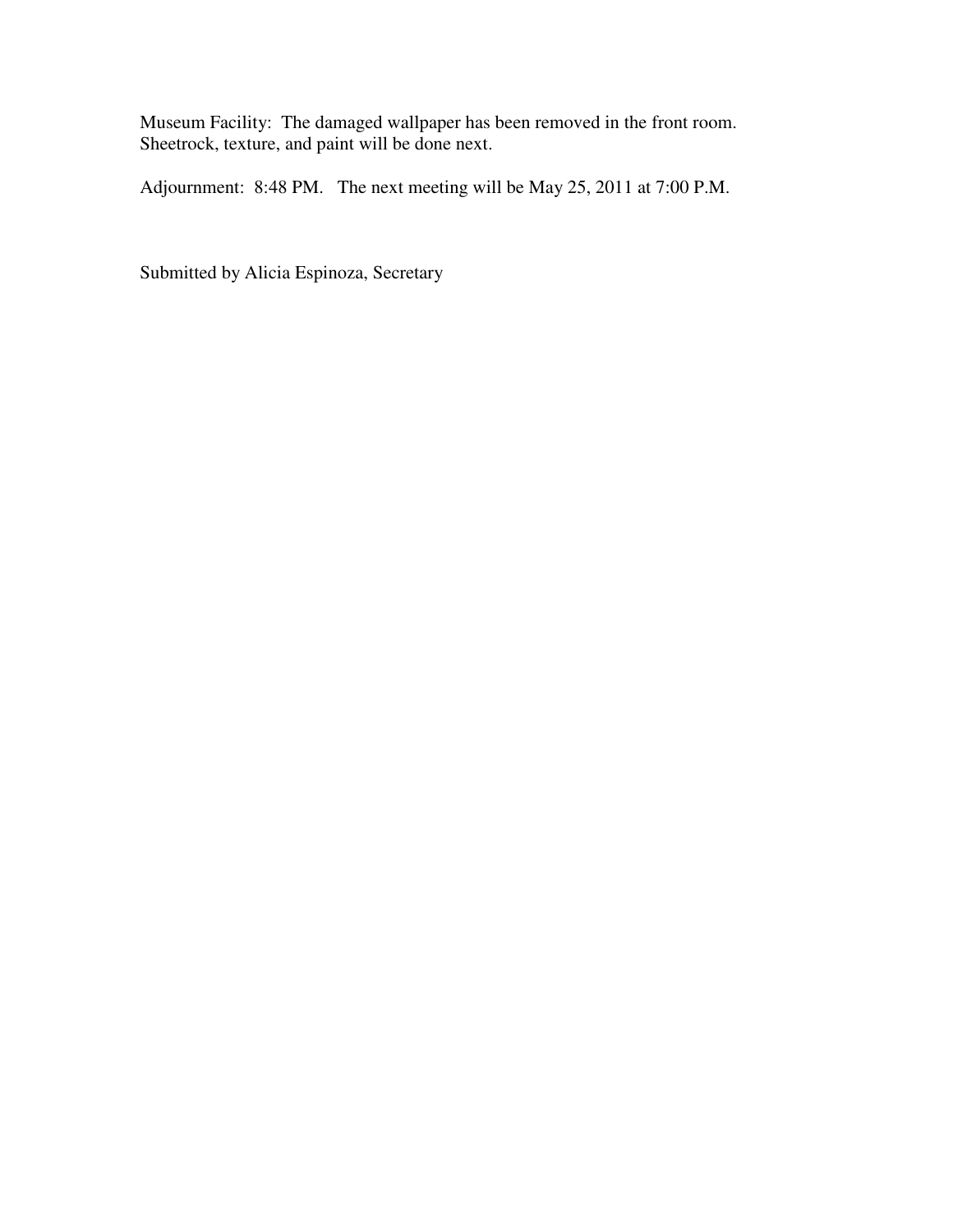Museum Facility: The damaged wallpaper has been removed in the front room. Sheetrock, texture, and paint will be done next.

Adjournment: 8:48 PM. The next meeting will be May 25, 2011 at 7:00 P.M.

Submitted by Alicia Espinoza, Secretary